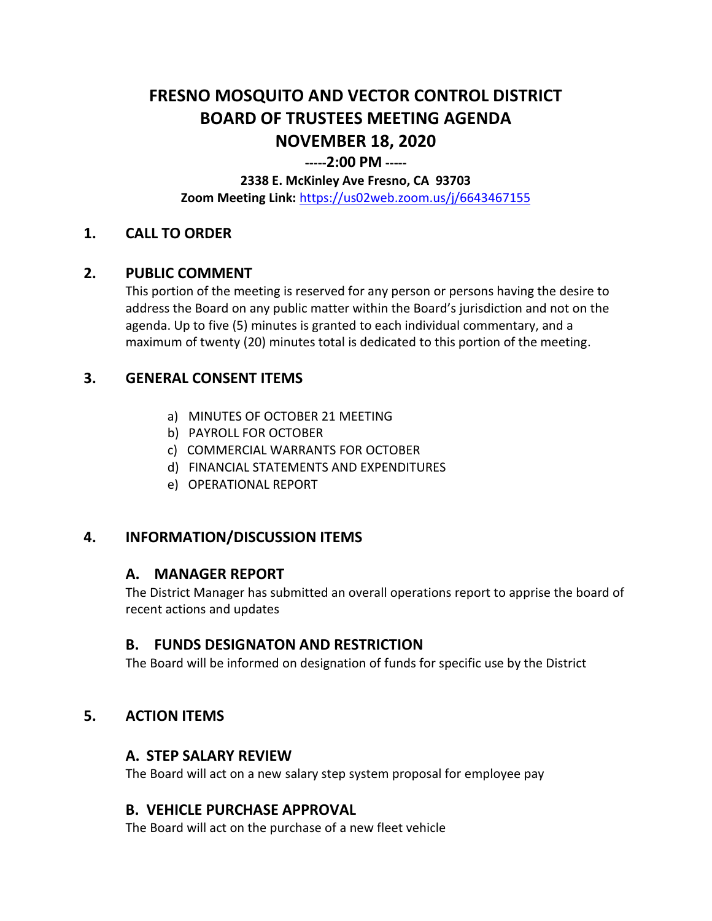# FRESNO MOSQUITO AND VECTOR CONTROL DISTRICT
# BOARD OF TRUSTEES MEETING AGENDA
# NOVEMBER 18, 2020

**-----2:00 PM -----**

**2338 E. McKinley Ave Fresno, CA 93703**

**Zoom Meeting Link:** https://us02web.zoom.us/j/6643467155

## 1. CALL TO ORDER

## 2. PUBLIC COMMENT

This portion of the meeting is reserved for any person or persons having the desire to address the Board on any public matter within the Board's jurisdiction and not on the agenda. Up to five (5) minutes is granted to each individual commentary, and a maximum of twenty (20) minutes total is dedicated to this portion of the meeting.

## 3. GENERAL CONSENT ITEMS

a) MINUTES OF OCTOBER 21 MEETING
b) PAYROLL FOR OCTOBER
c) COMMERCIAL WARRANTS FOR OCTOBER
d) FINANCIAL STATEMENTS AND EXPENDITURES
e) OPERATIONAL REPORT

## 4. INFORMATION/DISCUSSION ITEMS

### A. MANAGER REPORT

The District Manager has submitted an overall operations report to apprise the board of recent actions and updates

### B. FUNDS DESIGNATON AND RESTRICTION

The Board will be informed on designation of funds for specific use by the District

## 5. ACTION ITEMS

### A. STEP SALARY REVIEW

The Board will act on a new salary step system proposal for employee pay

### B. VEHICLE PURCHASE APPROVAL

The Board will act on the purchase of a new fleet vehicle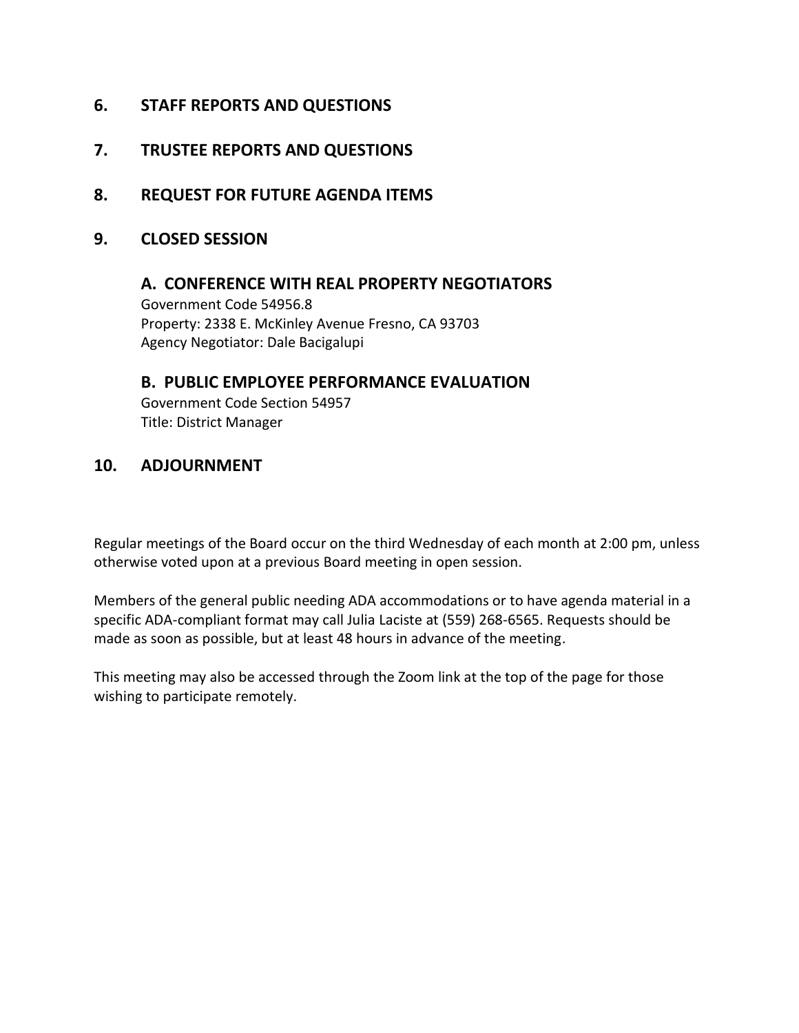## 6. STAFF REPORTS AND QUESTIONS

## 7. TRUSTEE REPORTS AND QUESTIONS

## 8. REQUEST FOR FUTURE AGENDA ITEMS

## 9. CLOSED SESSION

### A. CONFERENCE WITH REAL PROPERTY NEGOTIATORS

Government Code 54956.8
Property: 2338 E. McKinley Avenue Fresno, CA 93703
Agency Negotiator: Dale Bacigalupi

### B. PUBLIC EMPLOYEE PERFORMANCE EVALUATION

Government Code Section 54957
Title: District Manager

## 10. ADJOURNMENT

Regular meetings of the Board occur on the third Wednesday of each month at 2:00 pm, unless otherwise voted upon at a previous Board meeting in open session.

Members of the general public needing ADA accommodations or to have agenda material in a specific ADA-compliant format may call Julia Laciste at (559) 268-6565. Requests should be made as soon as possible, but at least 48 hours in advance of the meeting.

This meeting may also be accessed through the Zoom link at the top of the page for those wishing to participate remotely.